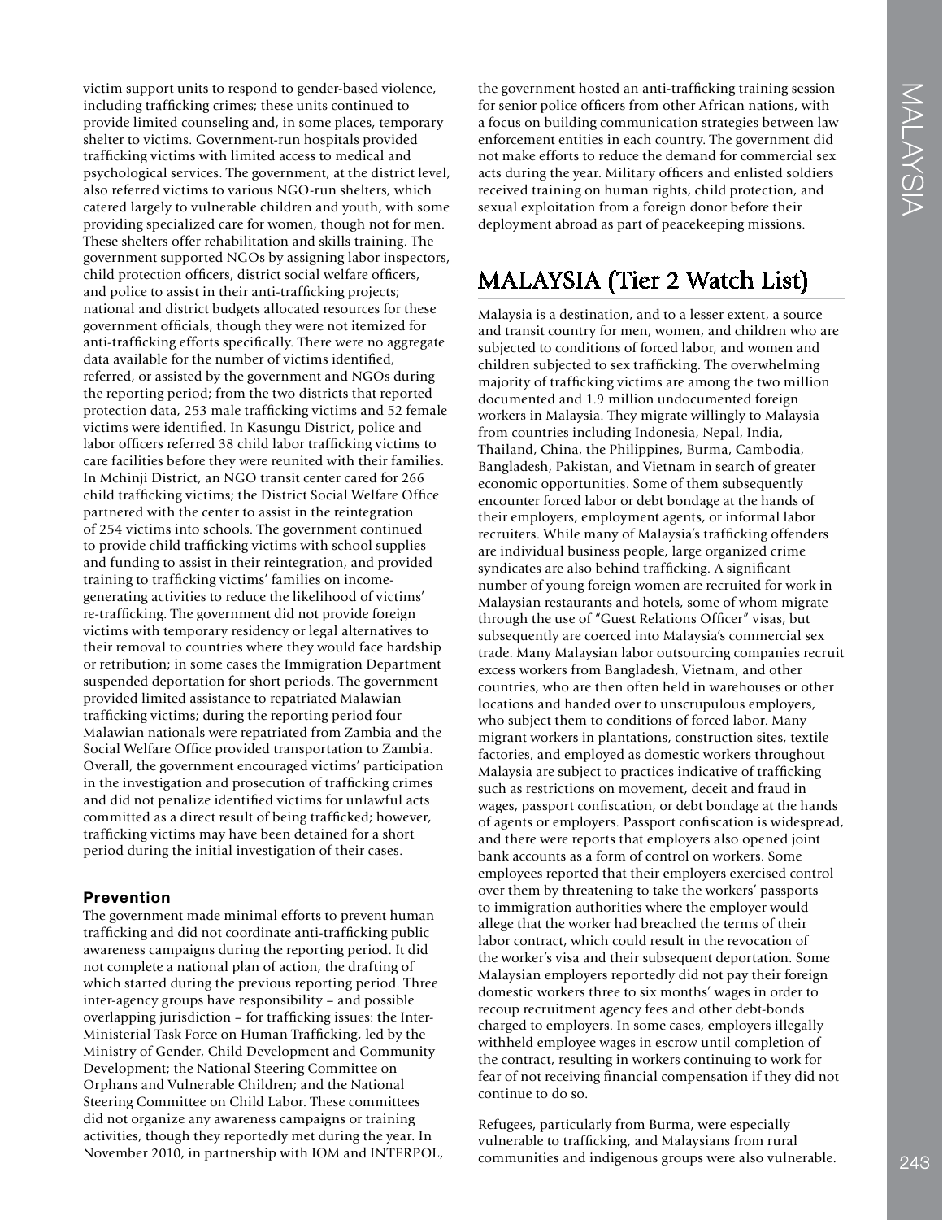victim support units to respond to gender-based violence, including trafficking crimes; these units continued to provide limited counseling and, in some places, temporary shelter to victims. Government-run hospitals provided trafficking victims with limited access to medical and psychological services. The government, at the district level, also referred victims to various NGO-run shelters, which catered largely to vulnerable children and youth, with some providing specialized care for women, though not for men. These shelters offer rehabilitation and skills training. The government supported NGOs by assigning labor inspectors, child protection officers, district social welfare officers, and police to assist in their anti-trafficking projects; national and district budgets allocated resources for these government officials, though they were not itemized for anti-trafficking efforts specifically. There were no aggregate data available for the number of victims identified, referred, or assisted by the government and NGOs during the reporting period; from the two districts that reported protection data, 253 male trafficking victims and 52 female victims were identified. In Kasungu District, police and labor officers referred 38 child labor trafficking victims to care facilities before they were reunited with their families. In Mchinji District, an NGO transit center cared for 266 child trafficking victims; the District Social Welfare Office partnered with the center to assist in the reintegration of 254 victims into schools. The government continued to provide child trafficking victims with school supplies and funding to assist in their reintegration, and provided training to trafficking victims' families on income-generating activities to reduce the likelihood of victims' re-trafficking. The government did not provide foreign victims with temporary residency or legal alternatives to their removal to countries where they would face hardship or retribution; in some cases the Immigration Department suspended deportation for short periods. The government provided limited assistance to repatriated Malawian trafficking victims; during the reporting period four Malawian nationals were repatriated from Zambia and the Social Welfare Office provided transportation to Zambia. Overall, the government encouraged victims' participation in the investigation and prosecution of trafficking crimes and did not penalize identified victims for unlawful acts committed as a direct result of being trafficked; however, trafficking victims may have been detained for a short period during the initial investigation of their cases.

### Prevention

The government made minimal efforts to prevent human trafficking and did not coordinate anti-trafficking public awareness campaigns during the reporting period. It did not complete a national plan of action, the drafting of which started during the previous reporting period. Three inter-agency groups have responsibility – and possible overlapping jurisdiction – for trafficking issues: the Inter-Ministerial Task Force on Human Trafficking, led by the Ministry of Gender, Child Development and Community Development; the National Steering Committee on Orphans and Vulnerable Children; and the National Steering Committee on Child Labor. These committees did not organize any awareness campaigns or training activities, though they reportedly met during the year. In November 2010, in partnership with IOM and INTERPOL, the government hosted an anti-trafficking training session for senior police officers from other African nations, with a focus on building communication strategies between law enforcement entities in each country. The government did not make efforts to reduce the demand for commercial sex acts during the year. Military officers and enlisted soldiers received training on human rights, child protection, and sexual exploitation from a foreign donor before their deployment abroad as part of peacekeeping missions.

## MALAYSIA (Tier 2 Watch List)

Malaysia is a destination, and to a lesser extent, a source and transit country for men, women, and children who are subjected to conditions of forced labor, and women and children subjected to sex trafficking. The overwhelming majority of trafficking victims are among the two million documented and 1.9 million undocumented foreign workers in Malaysia. They migrate willingly to Malaysia from countries including Indonesia, Nepal, India, Thailand, China, the Philippines, Burma, Cambodia, Bangladesh, Pakistan, and Vietnam in search of greater economic opportunities. Some of them subsequently encounter forced labor or debt bondage at the hands of their employers, employment agents, or informal labor recruiters. While many of Malaysia's trafficking offenders are individual business people, large organized crime syndicates are also behind trafficking. A significant number of young foreign women are recruited for work in Malaysian restaurants and hotels, some of whom migrate through the use of "Guest Relations Officer" visas, but subsequently are coerced into Malaysia's commercial sex trade. Many Malaysian labor outsourcing companies recruit excess workers from Bangladesh, Vietnam, and other countries, who are then often held in warehouses or other locations and handed over to unscrupulous employers, who subject them to conditions of forced labor. Many migrant workers in plantations, construction sites, textile factories, and employed as domestic workers throughout Malaysia are subject to practices indicative of trafficking such as restrictions on movement, deceit and fraud in wages, passport confiscation, or debt bondage at the hands of agents or employers. Passport confiscation is widespread, and there were reports that employers also opened joint bank accounts as a form of control on workers. Some employees reported that their employers exercised control over them by threatening to take the workers' passports to immigration authorities where the employer would allege that the worker had breached the terms of their labor contract, which could result in the revocation of the worker's visa and their subsequent deportation. Some Malaysian employers reportedly did not pay their foreign domestic workers three to six months' wages in order to recoup recruitment agency fees and other debt-bonds charged to employers. In some cases, employers illegally withheld employee wages in escrow until completion of the contract, resulting in workers continuing to work for fear of not receiving financial compensation if they did not continue to do so.

Refugees, particularly from Burma, were especially vulnerable to trafficking, and Malaysians from rural communities and indigenous groups were also vulnerable.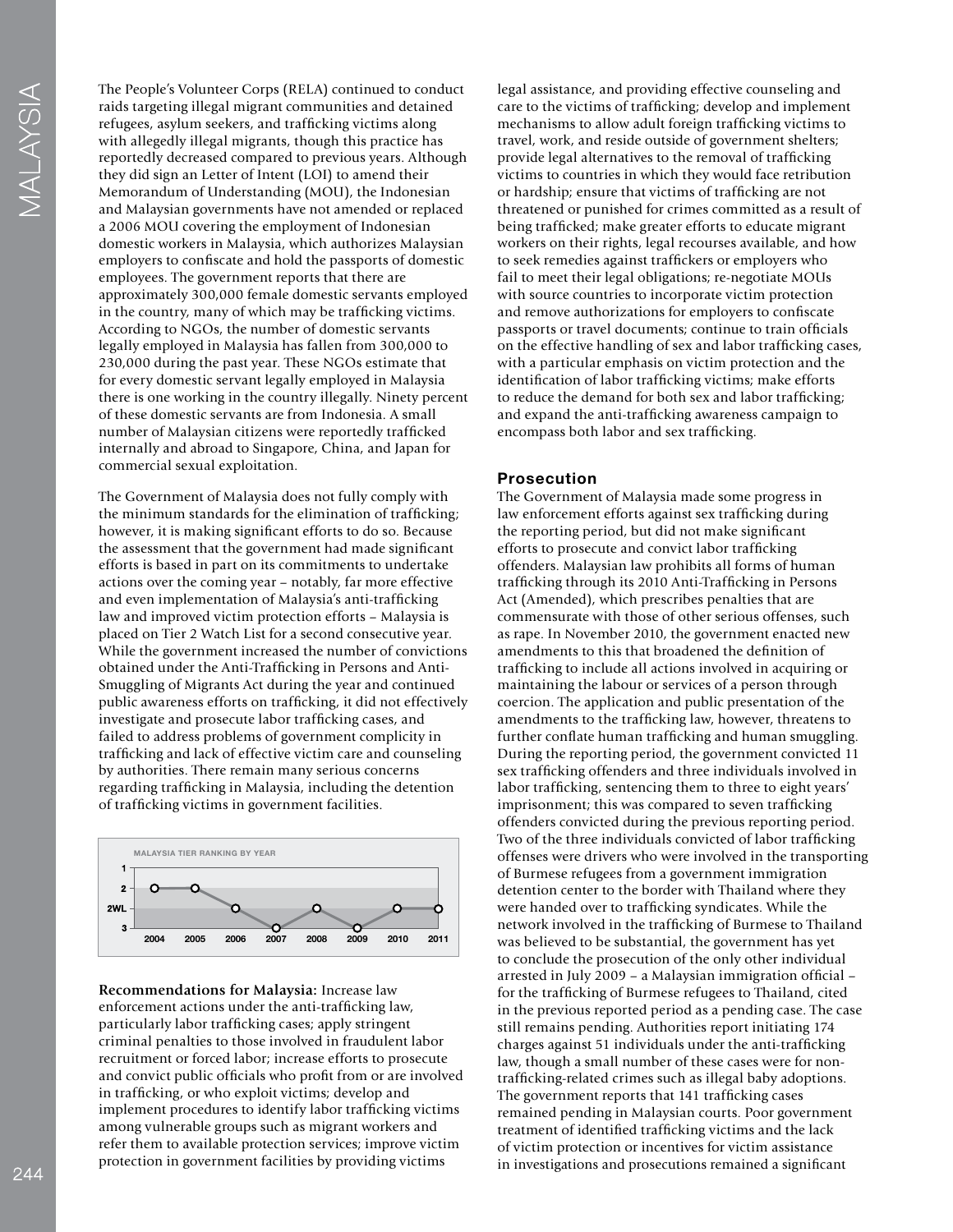The People's Volunteer Corps (RELA) continued to conduct raids targeting illegal migrant communities and detained refugees, asylum seekers, and trafficking victims along with allegedly illegal migrants, though this practice has reportedly decreased compared to previous years. Although they did sign an Letter of Intent (LOI) to amend their Memorandum of Understanding (MOU), the Indonesian and Malaysian governments have not amended or replaced a 2006 MOU covering the employment of Indonesian domestic workers in Malaysia, which authorizes Malaysian employers to confiscate and hold the passports of domestic employees. The government reports that there are approximately 300,000 female domestic servants employed in the country, many of which may be trafficking victims. According to NGOs, the number of domestic servants legally employed in Malaysia has fallen from 300,000 to 230,000 during the past year. These NGOs estimate that for every domestic servant legally employed in Malaysia there is one working in the country illegally. Ninety percent of these domestic servants are from Indonesia. A small number of Malaysian citizens were reportedly trafficked internally and abroad to Singapore, China, and Japan for commercial sexual exploitation.

The Government of Malaysia does not fully comply with the minimum standards for the elimination of trafficking; however, it is making significant efforts to do so. Because the assessment that the government had made significant efforts is based in part on its commitments to undertake actions over the coming year – notably, far more effective and even implementation of Malaysia's anti-trafficking law and improved victim protection efforts – Malaysia is placed on Tier 2 Watch List for a second consecutive year. While the government increased the number of convictions obtained under the Anti-Trafficking in Persons and Anti-Smuggling of Migrants Act during the year and continued public awareness efforts on trafficking, it did not effectively investigate and prosecute labor trafficking cases, and failed to address problems of government complicity in trafficking and lack of effective victim care and counseling by authorities. There remain many serious concerns regarding trafficking in Malaysia, including the detention of trafficking victims in government facilities.

**MALAYSIA TIER RANKING BY YEAR**

| 2004 | 2005 | 2006 | 2007 | 2008 | 2009 | 2010 | 2011 |
|---|---|---|---|---|---|---|---|
| 2 | 2 | 2WL | 3 | 2WL | 3 | 2WL | 2WL |

**Recommendations for Malaysia:** Increase law enforcement actions under the anti-trafficking law, particularly labor trafficking cases; apply stringent criminal penalties to those involved in fraudulent labor recruitment or forced labor; increase efforts to prosecute and convict public officials who profit from or are involved in trafficking, or who exploit victims; develop and implement procedures to identify labor trafficking victims among vulnerable groups such as migrant workers and refer them to available protection services; improve victim protection in government facilities by providing victims legal assistance, and providing effective counseling and care to the victims of trafficking; develop and implement mechanisms to allow adult foreign trafficking victims to travel, work, and reside outside of government shelters; provide legal alternatives to the removal of trafficking victims to countries in which they would face retribution or hardship; ensure that victims of trafficking are not threatened or punished for crimes committed as a result of being trafficked; make greater efforts to educate migrant workers on their rights, legal recourses available, and how to seek remedies against traffickers or employers who fail to meet their legal obligations; re-negotiate MOUs with source countries to incorporate victim protection and remove authorizations for employers to confiscate passports or travel documents; continue to train officials on the effective handling of sex and labor trafficking cases, with a particular emphasis on victim protection and the identification of labor trafficking victims; make efforts to reduce the demand for both sex and labor trafficking; and expand the anti-trafficking awareness campaign to encompass both labor and sex trafficking.

### Prosecution

The Government of Malaysia made some progress in law enforcement efforts against sex trafficking during the reporting period, but did not make significant efforts to prosecute and convict labor trafficking offenders. Malaysian law prohibits all forms of human trafficking through its 2010 Anti-Trafficking in Persons Act (Amended), which prescribes penalties that are commensurate with those of other serious offenses, such as rape. In November 2010, the government enacted new amendments to this that broadened the definition of trafficking to include all actions involved in acquiring or maintaining the labour or services of a person through coercion. The application and public presentation of the amendments to the trafficking law, however, threatens to further conflate human trafficking and human smuggling. During the reporting period, the government convicted 11 sex trafficking offenders and three individuals involved in labor trafficking, sentencing them to three to eight years' imprisonment; this was compared to seven trafficking offenders convicted during the previous reporting period. Two of the three individuals convicted of labor trafficking offenses were drivers who were involved in the transporting of Burmese refugees from a government immigration detention center to the border with Thailand where they were handed over to trafficking syndicates. While the network involved in the trafficking of Burmese to Thailand was believed to be substantial, the government has yet to conclude the prosecution of the only other individual arrested in July 2009 – a Malaysian immigration official – for the trafficking of Burmese refugees to Thailand, cited in the previous reported period as a pending case. The case still remains pending. Authorities report initiating 174 charges against 51 individuals under the anti-trafficking law, though a small number of these cases were for non-trafficking-related crimes such as illegal baby adoptions. The government reports that 141 trafficking cases remained pending in Malaysian courts. Poor government treatment of identified trafficking victims and the lack of victim protection or incentives for victim assistance in investigations and prosecutions remained a significant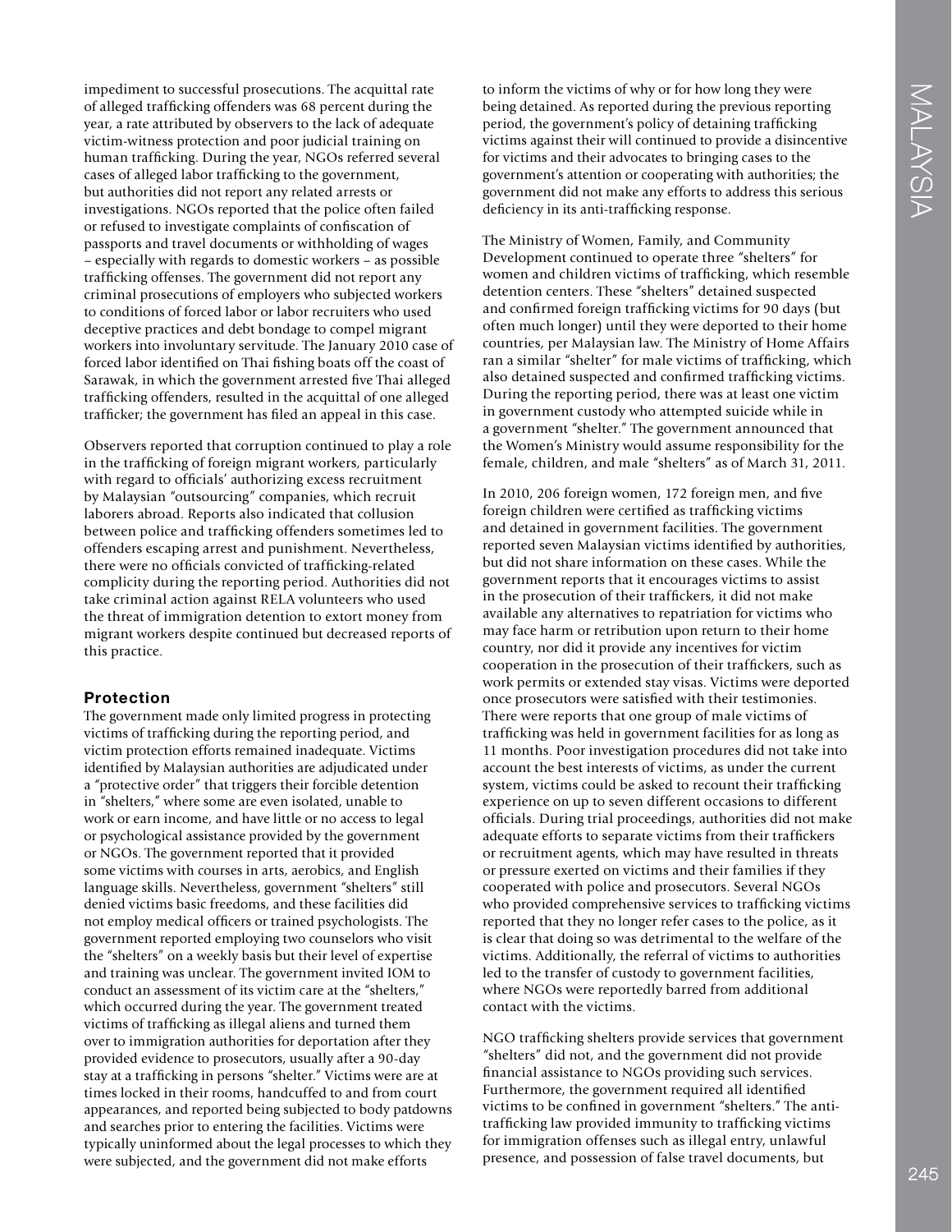impediment to successful prosecutions. The acquittal rate of alleged trafficking offenders was 68 percent during the year, a rate attributed by observers to the lack of adequate victim-witness protection and poor judicial training on human trafficking. During the year, NGOs referred several cases of alleged labor trafficking to the government, but authorities did not report any related arrests or investigations. NGOs reported that the police often failed or refused to investigate complaints of confiscation of passports and travel documents or withholding of wages – especially with regards to domestic workers – as possible trafficking offenses. The government did not report any criminal prosecutions of employers who subjected workers to conditions of forced labor or labor recruiters who used deceptive practices and debt bondage to compel migrant workers into involuntary servitude. The January 2010 case of forced labor identified on Thai fishing boats off the coast of Sarawak, in which the government arrested five Thai alleged trafficking offenders, resulted in the acquittal of one alleged trafficker; the government has filed an appeal in this case.

Observers reported that corruption continued to play a role in the trafficking of foreign migrant workers, particularly with regard to officials' authorizing excess recruitment by Malaysian "outsourcing" companies, which recruit laborers abroad. Reports also indicated that collusion between police and trafficking offenders sometimes led to offenders escaping arrest and punishment. Nevertheless, there were no officials convicted of trafficking-related complicity during the reporting period. Authorities did not take criminal action against RELA volunteers who used the threat of immigration detention to extort money from migrant workers despite continued but decreased reports of this practice.

## Protection

The government made only limited progress in protecting victims of trafficking during the reporting period, and victim protection efforts remained inadequate. Victims identified by Malaysian authorities are adjudicated under a "protective order" that triggers their forcible detention in "shelters," where some are even isolated, unable to work or earn income, and have little or no access to legal or psychological assistance provided by the government or NGOs. The government reported that it provided some victims with courses in arts, aerobics, and English language skills. Nevertheless, government "shelters" still denied victims basic freedoms, and these facilities did not employ medical officers or trained psychologists. The government reported employing two counselors who visit the "shelters" on a weekly basis but their level of expertise and training was unclear. The government invited IOM to conduct an assessment of its victim care at the "shelters," which occurred during the year. The government treated victims of trafficking as illegal aliens and turned them over to immigration authorities for deportation after they provided evidence to prosecutors, usually after a 90-day stay at a trafficking in persons "shelter." Victims were are at times locked in their rooms, handcuffed to and from court appearances, and reported being subjected to body patdowns and searches prior to entering the facilities. Victims were typically uninformed about the legal processes to which they were subjected, and the government did not make efforts to inform the victims of why or for how long they were being detained. As reported during the previous reporting period, the government's policy of detaining trafficking victims against their will continued to provide a disincentive for victims and their advocates to bringing cases to the government's attention or cooperating with authorities; the government did not make any efforts to address this serious deficiency in its anti-trafficking response.

The Ministry of Women, Family, and Community Development continued to operate three "shelters" for women and children victims of trafficking, which resemble detention centers. These "shelters" detained suspected and confirmed foreign trafficking victims for 90 days (but often much longer) until they were deported to their home countries, per Malaysian law. The Ministry of Home Affairs ran a similar "shelter" for male victims of trafficking, which also detained suspected and confirmed trafficking victims. During the reporting period, there was at least one victim in government custody who attempted suicide while in a government "shelter." The government announced that the Women's Ministry would assume responsibility for the female, children, and male "shelters" as of March 31, 2011.

In 2010, 206 foreign women, 172 foreign men, and five foreign children were certified as trafficking victims and detained in government facilities. The government reported seven Malaysian victims identified by authorities, but did not share information on these cases. While the government reports that it encourages victims to assist in the prosecution of their traffickers, it did not make available any alternatives to repatriation for victims who may face harm or retribution upon return to their home country, nor did it provide any incentives for victim cooperation in the prosecution of their traffickers, such as work permits or extended stay visas. Victims were deported once prosecutors were satisfied with their testimonies. There were reports that one group of male victims of trafficking was held in government facilities for as long as 11 months. Poor investigation procedures did not take into account the best interests of victims, as under the current system, victims could be asked to recount their trafficking experience on up to seven different occasions to different officials. During trial proceedings, authorities did not make adequate efforts to separate victims from their traffickers or recruitment agents, which may have resulted in threats or pressure exerted on victims and their families if they cooperated with police and prosecutors. Several NGOs who provided comprehensive services to trafficking victims reported that they no longer refer cases to the police, as it is clear that doing so was detrimental to the welfare of the victims. Additionally, the referral of victims to authorities led to the transfer of custody to government facilities, where NGOs were reportedly barred from additional contact with the victims.

NGO trafficking shelters provide services that government "shelters" did not, and the government did not provide financial assistance to NGOs providing such services. Furthermore, the government required all identified victims to be confined in government "shelters." The anti-trafficking law provided immunity to trafficking victims for immigration offenses such as illegal entry, unlawful presence, and possession of false travel documents, but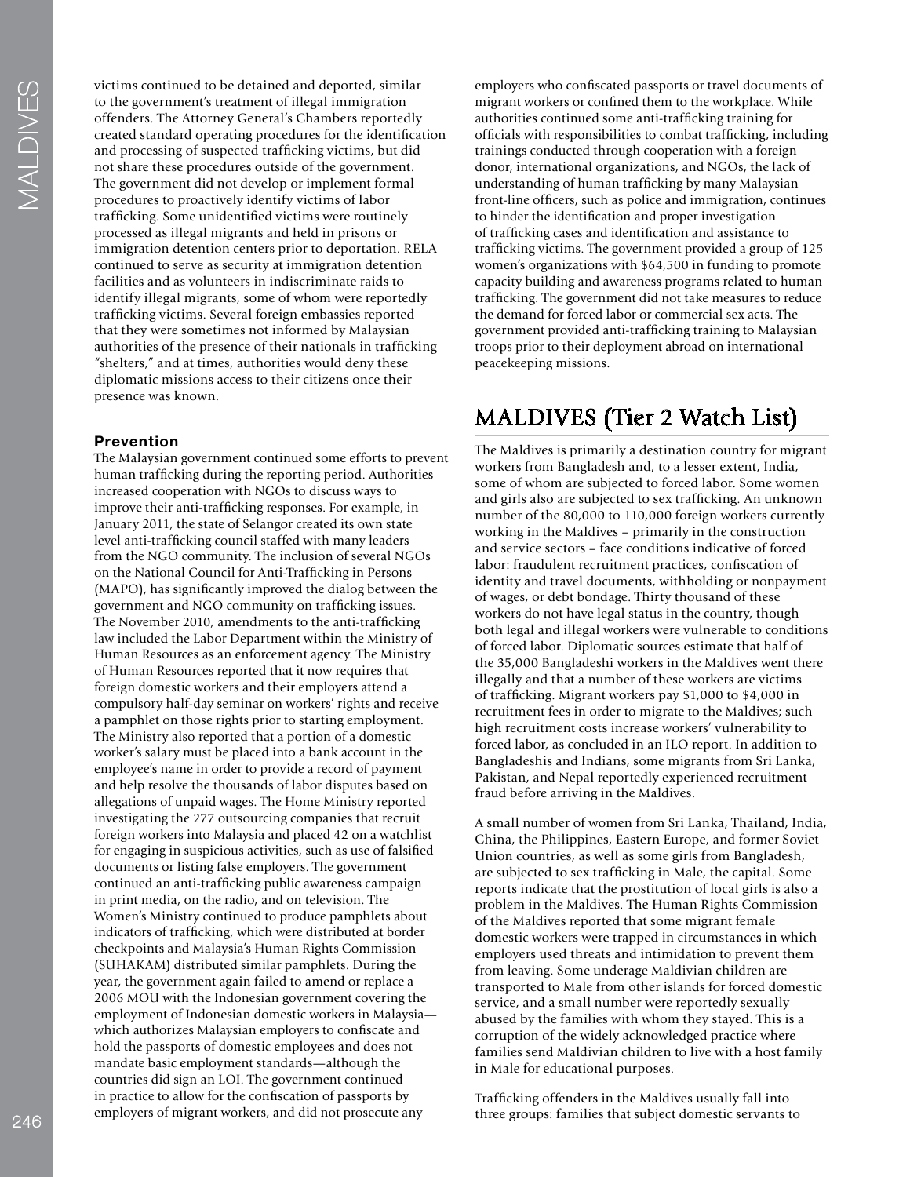victims continued to be detained and deported, similar to the government's treatment of illegal immigration offenders. The Attorney General's Chambers reportedly created standard operating procedures for the identification and processing of suspected trafficking victims, but did not share these procedures outside of the government. The government did not develop or implement formal procedures to proactively identify victims of labor trafficking. Some unidentified victims were routinely processed as illegal migrants and held in prisons or immigration detention centers prior to deportation. RELA continued to serve as security at immigration detention facilities and as volunteers in indiscriminate raids to identify illegal migrants, some of whom were reportedly trafficking victims. Several foreign embassies reported that they were sometimes not informed by Malaysian authorities of the presence of their nationals in trafficking "shelters," and at times, authorities would deny these diplomatic missions access to their citizens once their presence was known.

### Prevention

The Malaysian government continued some efforts to prevent human trafficking during the reporting period. Authorities increased cooperation with NGOs to discuss ways to improve their anti-trafficking responses. For example, in January 2011, the state of Selangor created its own state level anti-trafficking council staffed with many leaders from the NGO community. The inclusion of several NGOs on the National Council for Anti-Trafficking in Persons (MAPO), has significantly improved the dialog between the government and NGO community on trafficking issues. The November 2010, amendments to the anti-trafficking law included the Labor Department within the Ministry of Human Resources as an enforcement agency. The Ministry of Human Resources reported that it now requires that foreign domestic workers and their employers attend a compulsory half-day seminar on workers' rights and receive a pamphlet on those rights prior to starting employment. The Ministry also reported that a portion of a domestic worker's salary must be placed into a bank account in the employee's name in order to provide a record of payment and help resolve the thousands of labor disputes based on allegations of unpaid wages. The Home Ministry reported investigating the 277 outsourcing companies that recruit foreign workers into Malaysia and placed 42 on a watchlist for engaging in suspicious activities, such as use of falsified documents or listing false employers. The government continued an anti-trafficking public awareness campaign in print media, on the radio, and on television. The Women's Ministry continued to produce pamphlets about indicators of trafficking, which were distributed at border checkpoints and Malaysia's Human Rights Commission (SUHAKAM) distributed similar pamphlets. During the year, the government again failed to amend or replace a 2006 MOU with the Indonesian government covering the employment of Indonesian domestic workers in Malaysia—which authorizes Malaysian employers to confiscate and hold the passports of domestic employees and does not mandate basic employment standards—although the countries did sign an LOI. The government continued in practice to allow for the confiscation of passports by employers of migrant workers, and did not prosecute any employers who confiscated passports or travel documents of migrant workers or confined them to the workplace. While authorities continued some anti-trafficking training for officials with responsibilities to combat trafficking, including trainings conducted through cooperation with a foreign donor, international organizations, and NGOs, the lack of understanding of human trafficking by many Malaysian front-line officers, such as police and immigration, continues to hinder the identification and proper investigation of trafficking cases and identification and assistance to trafficking victims. The government provided a group of 125 women's organizations with $64,500 in funding to promote capacity building and awareness programs related to human trafficking. The government did not take measures to reduce the demand for forced labor or commercial sex acts. The government provided anti-trafficking training to Malaysian troops prior to their deployment abroad on international peacekeeping missions.

## MALDIVES (Tier 2 Watch List)

The Maldives is primarily a destination country for migrant workers from Bangladesh and, to a lesser extent, India, some of whom are subjected to forced labor. Some women and girls also are subjected to sex trafficking. An unknown number of the 80,000 to 110,000 foreign workers currently working in the Maldives – primarily in the construction and service sectors – face conditions indicative of forced labor: fraudulent recruitment practices, confiscation of identity and travel documents, withholding or nonpayment of wages, or debt bondage. Thirty thousand of these workers do not have legal status in the country, though both legal and illegal workers were vulnerable to conditions of forced labor. Diplomatic sources estimate that half of the 35,000 Bangladeshi workers in the Maldives went there illegally and that a number of these workers are victims of trafficking. Migrant workers pay $1,000 to $4,000 in recruitment fees in order to migrate to the Maldives; such high recruitment costs increase workers' vulnerability to forced labor, as concluded in an ILO report. In addition to Bangladeshis and Indians, some migrants from Sri Lanka, Pakistan, and Nepal reportedly experienced recruitment fraud before arriving in the Maldives.

A small number of women from Sri Lanka, Thailand, India, China, the Philippines, Eastern Europe, and former Soviet Union countries, as well as some girls from Bangladesh, are subjected to sex trafficking in Male, the capital. Some reports indicate that the prostitution of local girls is also a problem in the Maldives. The Human Rights Commission of the Maldives reported that some migrant female domestic workers were trapped in circumstances in which employers used threats and intimidation to prevent them from leaving. Some underage Maldivian children are transported to Male from other islands for forced domestic service, and a small number were reportedly sexually abused by the families with whom they stayed. This is a corruption of the widely acknowledged practice where families send Maldivian children to live with a host family in Male for educational purposes.

Trafficking offenders in the Maldives usually fall into three groups: families that subject domestic servants to